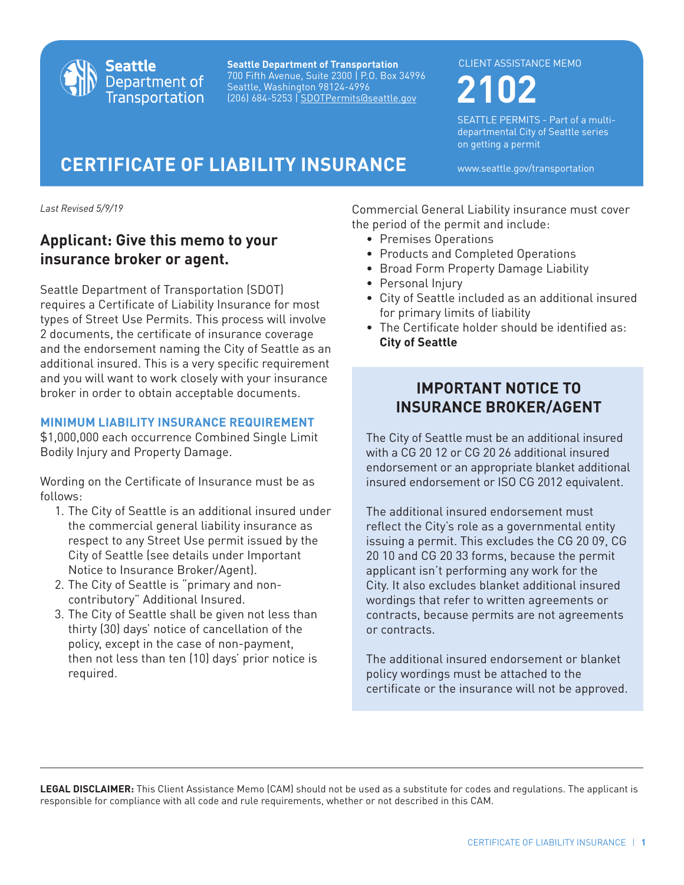Seattle Department of Transportation

**Seattle Department of Transportation**
700 Fifth Avenue, Suite 2300 | P.O. Box 34996
Seattle, Washington 98124-4996
(206) 684-5253 | SDOTPermits@seattle.gov

CLIENT ASSISTANCE MEMO

# 2102

SEATTLE PERMITS - Part of a multi-departmental City of Seattle series on getting a permit

www.seattle.gov/transportation

# CERTIFICATE OF LIABILITY INSURANCE

*Last Revised 5/9/19*

## Applicant: Give this memo to your insurance broker or agent.

Seattle Department of Transportation (SDOT) requires a Certificate of Liability Insurance for most types of Street Use Permits. This process will involve 2 documents, the certificate of insurance coverage and the endorsement naming the City of Seattle as an additional insured. This is a very specific requirement and you will want to work closely with your insurance broker in order to obtain acceptable documents.

### MINIMUM LIABILITY INSURANCE REQUIREMENT

$1,000,000 each occurrence Combined Single Limit Bodily Injury and Property Damage.

Wording on the Certificate of Insurance must be as follows:

1. The City of Seattle is an additional insured under the commercial general liability insurance as respect to any Street Use permit issued by the City of Seattle (see details under Important Notice to Insurance Broker/Agent).
2. The City of Seattle is "primary and non-contributory" Additional Insured.
3. The City of Seattle shall be given not less than thirty (30) days' notice of cancellation of the policy, except in the case of non-payment, then not less than ten (10) days' prior notice is required.

Commercial General Liability insurance must cover the period of the permit and include:

- Premises Operations
- Products and Completed Operations
- Broad Form Property Damage Liability
- Personal Injury
- City of Seattle included as an additional insured for primary limits of liability
- The Certificate holder should be identified as: **City of Seattle**

## IMPORTANT NOTICE TO INSURANCE BROKER/AGENT

The City of Seattle must be an additional insured with a CG 20 12 or CG 20 26 additional insured endorsement or an appropriate blanket additional insured endorsement or ISO CG 2012 equivalent.

The additional insured endorsement must reflect the City's role as a governmental entity issuing a permit. This excludes the CG 20 09, CG 20 10 and CG 20 33 forms, because the permit applicant isn't performing any work for the City. It also excludes blanket additional insured wordings that refer to written agreements or contracts, because permits are not agreements or contracts.

The additional insured endorsement or blanket policy wordings must be attached to the certificate or the insurance will not be approved.

**LEGAL DISCLAIMER:** This Client Assistance Memo (CAM) should not be used as a substitute for codes and regulations. The applicant is responsible for compliance with all code and rule requirements, whether or not described in this CAM.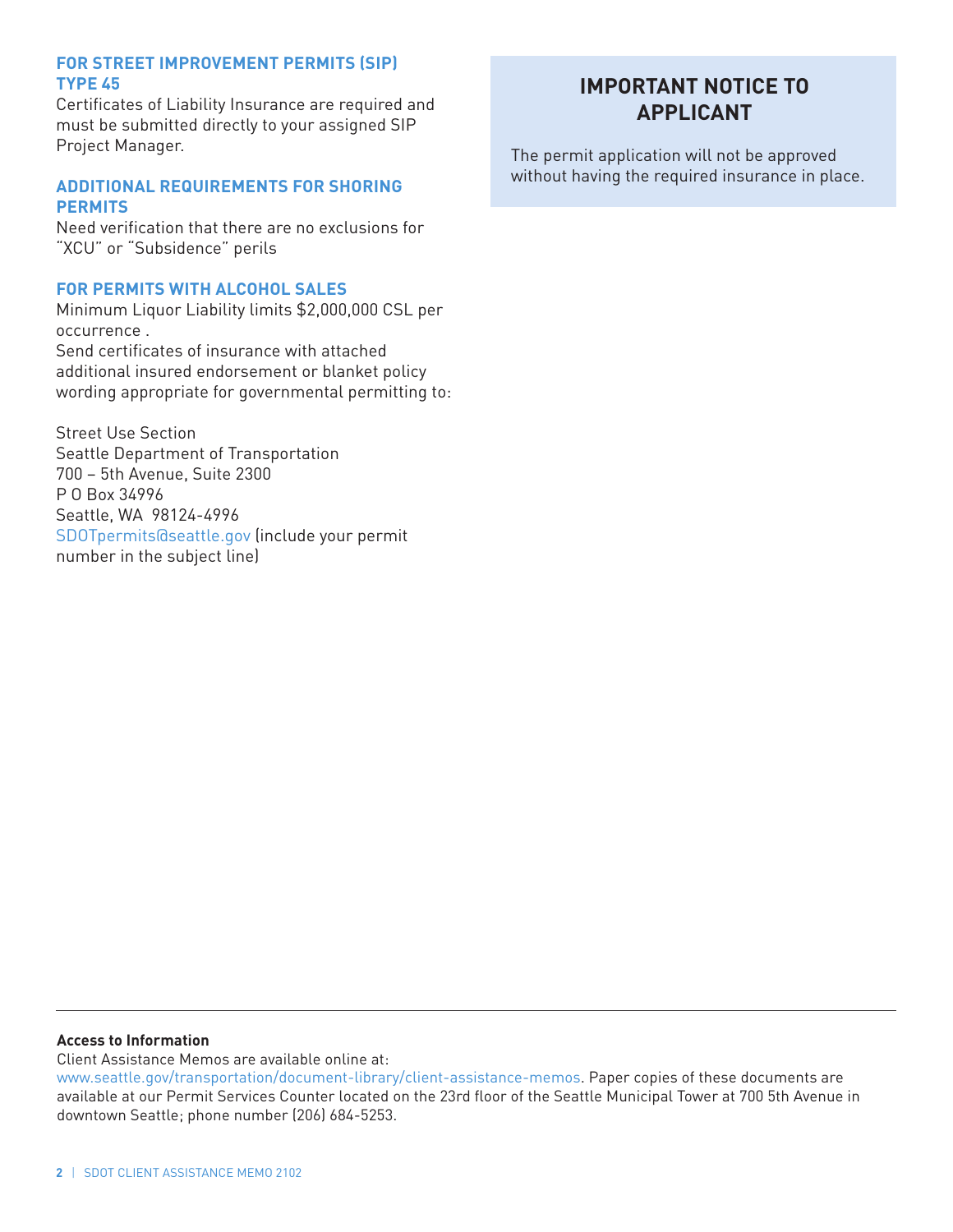### FOR STREET IMPROVEMENT PERMITS (SIP) TYPE 45

Certificates of Liability Insurance are required and must be submitted directly to your assigned SIP Project Manager.

### ADDITIONAL REQUIREMENTS FOR SHORING PERMITS

Need verification that there are no exclusions for "XCU" or "Subsidence" perils

### FOR PERMITS WITH ALCOHOL SALES

Minimum Liquor Liability limits $2,000,000 CSL per occurrence .
Send certificates of insurance with attached additional insured endorsement or blanket policy wording appropriate for governmental permitting to:

Street Use Section
Seattle Department of Transportation
700 – 5th Avenue, Suite 2300
P O Box 34996
Seattle, WA 98124-4996
SDOTpermits@seattle.gov (include your permit number in the subject line)

## IMPORTANT NOTICE TO APPLICANT

The permit application will not be approved without having the required insurance in place.

---

**Access to Information**
Client Assistance Memos are available online at:
www.seattle.gov/transportation/document-library/client-assistance-memos. Paper copies of these documents are available at our Permit Services Counter located on the 23rd floor of the Seattle Municipal Tower at 700 5th Avenue in downtown Seattle; phone number (206) 684-5253.